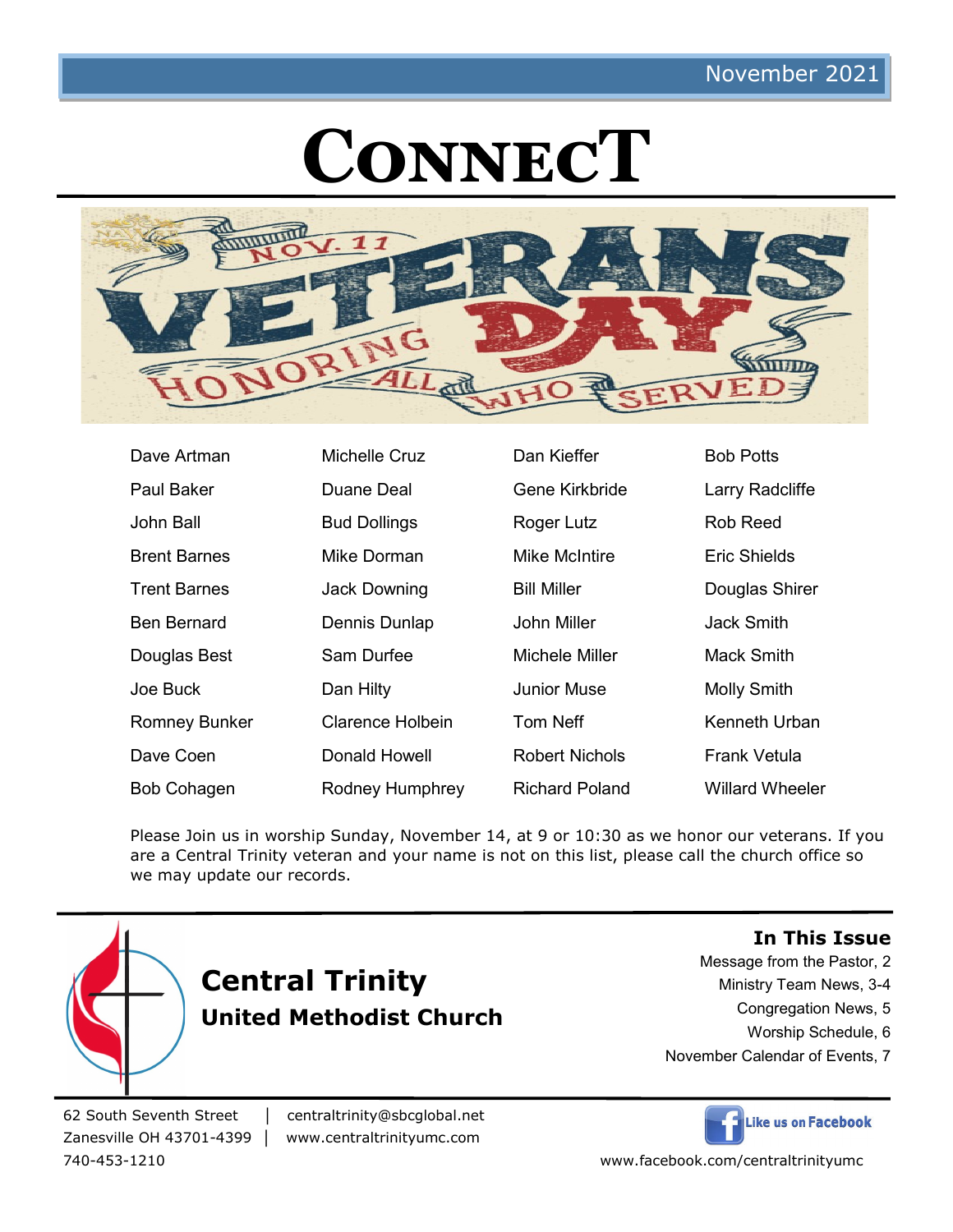November 2021

# CONNECT

NOV. 11 VETERANS DAY — HONORING ALL WHO SERVED

| | | | |
|---|---|---|---|
| Dave Artman | Michelle Cruz | Dan Kieffer | Bob Potts |
| Paul Baker | Duane Deal | Gene Kirkbride | Larry Radcliffe |
| John Ball | Bud Dollings | Roger Lutz | Rob Reed |
| Brent Barnes | Mike Dorman | Mike McIntire | Eric Shields |
| Trent Barnes | Jack Downing | Bill Miller | Douglas Shirer |
| Ben Bernard | Dennis Dunlap | John Miller | Jack Smith |
| Douglas Best | Sam Durfee | Michele Miller | Mack Smith |
| Joe Buck | Dan Hilty | Junior Muse | Molly Smith |
| Romney Bunker | Clarence Holbein | Tom Neff | Kenneth Urban |
| Dave Coen | Donald Howell | Robert Nichols | Frank Vetula |
| Bob Cohagen | Rodney Humphrey | Richard Poland | Willard Wheeler |

Please Join us in worship Sunday, November 14, at 9 or 10:30 as we honor our veterans. If you are a Central Trinity veteran and your name is not on this list, please call the church office so we may update our records.

## Central Trinity
### United Methodist Church

**In This Issue**

Message from the Pastor, 2
Ministry Team News, 3-4
Congregation News, 5
Worship Schedule, 6
November Calendar of Events, 7

62 South Seventh Street | centraltrinity@sbcglobal.net
Zanesville OH 43701-4399 | www.centraltrinityumc.com
740-453-1210

Like us on Facebook
www.facebook.com/centraltrinityumc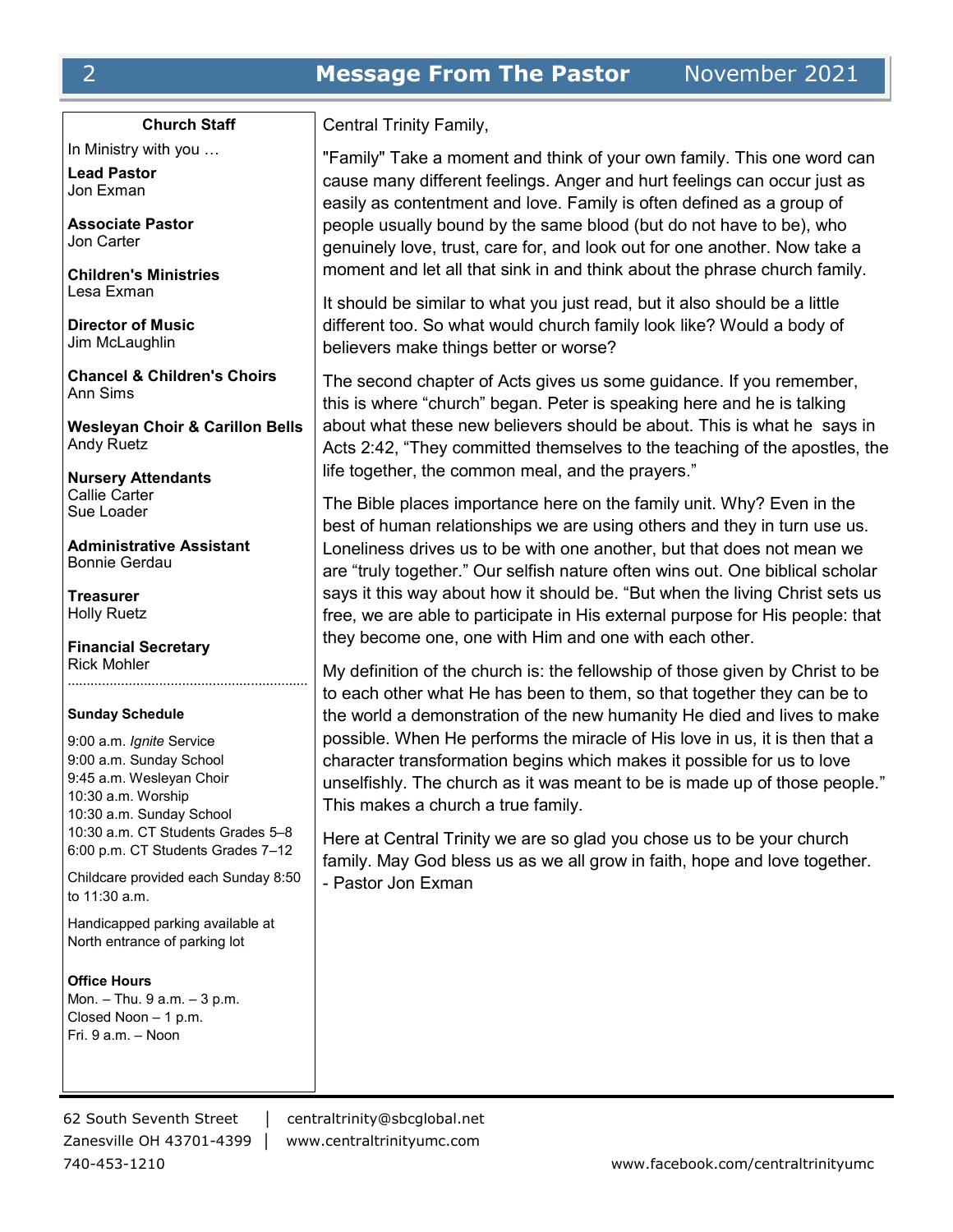## Message From The Pastor

November 2021

**Church Staff**

In Ministry with you …

**Lead Pastor**
Jon Exman

**Associate Pastor**
Jon Carter

**Children's Ministries**
Lesa Exman

**Director of Music**
Jim McLaughlin

**Chancel & Children's Choirs**
Ann Sims

**Wesleyan Choir & Carillon Bells**
Andy Ruetz

**Nursery Attendants**
Callie Carter
Sue Loader

**Administrative Assistant**
Bonnie Gerdau

**Treasurer**
Holly Ruetz

**Financial Secretary**
Rick Mohler

**Sunday Schedule**

9:00 a.m. *Ignite* Service
9:00 a.m. Sunday School
9:45 a.m. Wesleyan Choir
10:30 a.m. Worship
10:30 a.m. Sunday School
10:30 a.m. CT Students Grades 5–8
6:00 p.m. CT Students Grades 7–12

Childcare provided each Sunday 8:50 to 11:30 a.m.

Handicapped parking available at North entrance of parking lot

**Office Hours**
Mon. – Thu. 9 a.m. – 3 p.m.
Closed Noon – 1 p.m.
Fri. 9 a.m. – Noon

Central Trinity Family,

"Family" Take a moment and think of your own family. This one word can cause many different feelings. Anger and hurt feelings can occur just as easily as contentment and love. Family is often defined as a group of people usually bound by the same blood (but do not have to be), who genuinely love, trust, care for, and look out for one another. Now take a moment and let all that sink in and think about the phrase church family.

It should be similar to what you just read, but it also should be a little different too. So what would church family look like? Would a body of believers make things better or worse?

The second chapter of Acts gives us some guidance. If you remember, this is where "church" began. Peter is speaking here and he is talking about what these new believers should be about. This is what he says in Acts 2:42, "They committed themselves to the teaching of the apostles, the life together, the common meal, and the prayers."

The Bible places importance here on the family unit. Why? Even in the best of human relationships we are using others and they in turn use us. Loneliness drives us to be with one another, but that does not mean we are "truly together." Our selfish nature often wins out. One biblical scholar says it this way about how it should be. "But when the living Christ sets us free, we are able to participate in His external purpose for His people: that they become one, one with Him and one with each other.

My definition of the church is: the fellowship of those given by Christ to be to each other what He has been to them, so that together they can be to the world a demonstration of the new humanity He died and lives to make possible. When He performs the miracle of His love in us, it is then that a character transformation begins which makes it possible for us to love unselfishly. The church as it was meant to be is made up of those people." This makes a church a true family.

Here at Central Trinity we are so glad you chose us to be your church family. May God bless us as we all grow in faith, hope and love together.
- Pastor Jon Exman

62 South Seventh Street | centraltrinity@sbcglobal.net
Zanesville OH 43701-4399 | www.centraltrinityumc.com
740-453-1210 www.facebook.com/centraltrinityumc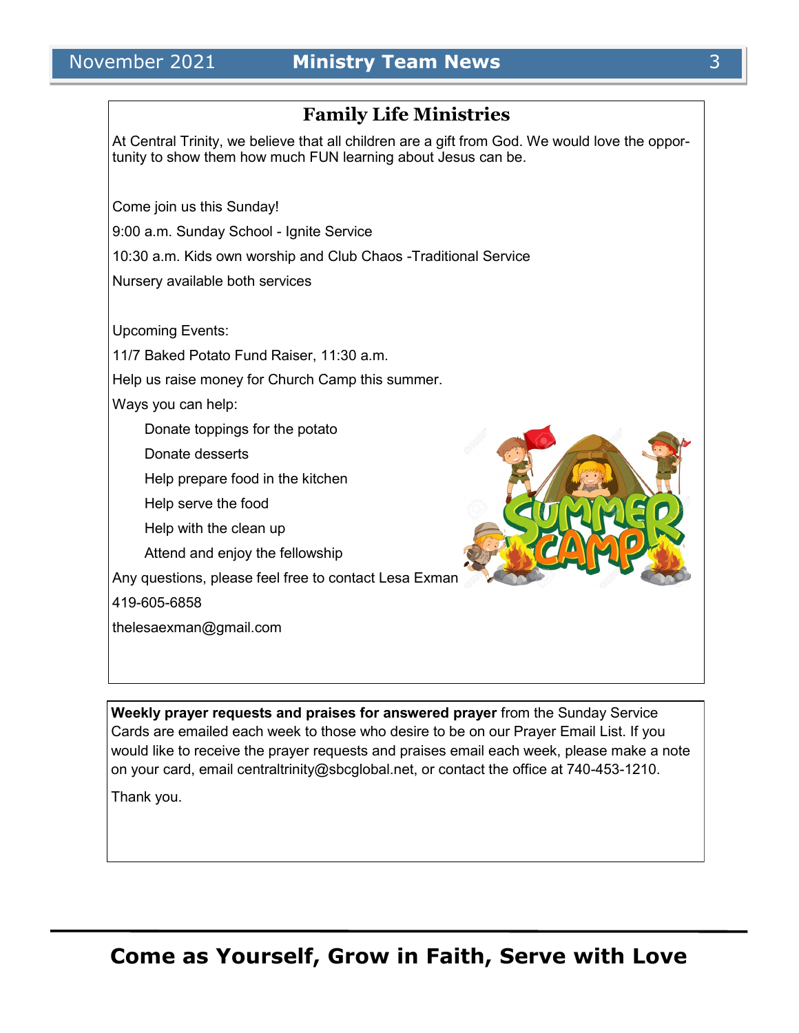## Family Life Ministries

At Central Trinity, we believe that all children are a gift from God. We would love the opportunity to show them how much FUN learning about Jesus can be.

Come join us this Sunday!

9:00 a.m. Sunday School - Ignite Service

10:30 a.m. Kids own worship and Club Chaos -Traditional Service

Nursery available both services

Upcoming Events:

11/7 Baked Potato Fund Raiser, 11:30 a.m.

Help us raise money for Church Camp this summer.

Ways you can help:

- Donate toppings for the potato
- Donate desserts
- Help prepare food in the kitchen
- Help serve the food
- Help with the clean up
- Attend and enjoy the fellowship

Any questions, please feel free to contact Lesa Exman

419-605-6858

thelesaexman@gmail.com

**Weekly prayer requests and praises for answered prayer** from the Sunday Service Cards are emailed each week to those who desire to be on our Prayer Email List. If you would like to receive the prayer requests and praises email each week, please make a note on your card, email centraltrinity@sbcglobal.net, or contact the office at 740-453-1210.

Thank you.

**Come as Yourself, Grow in Faith, Serve with Love**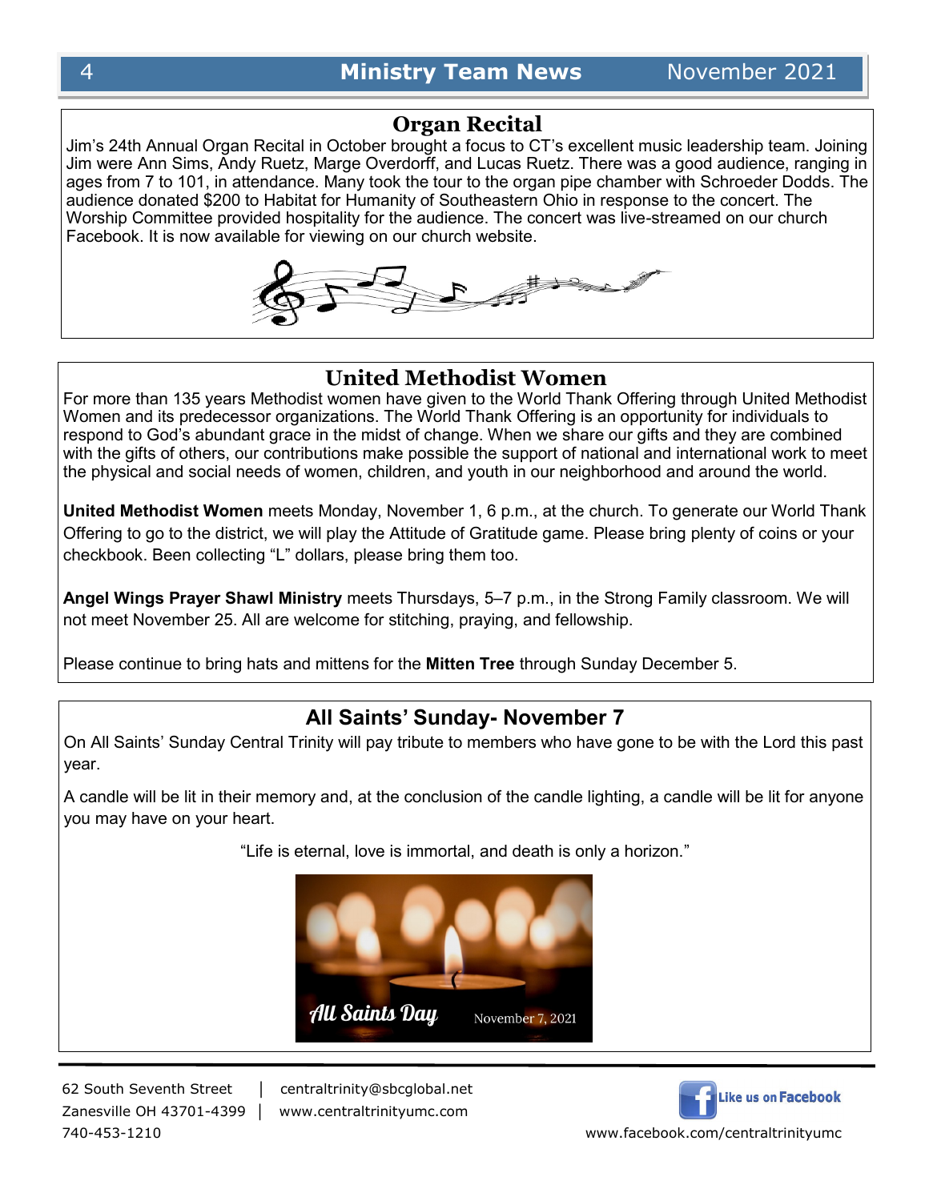## Organ Recital

Jim's 24th Annual Organ Recital in October brought a focus to CT's excellent music leadership team. Joining Jim were Ann Sims, Andy Ruetz, Marge Overdorff, and Lucas Ruetz. There was a good audience, ranging in ages from 7 to 101, in attendance. Many took the tour to the organ pipe chamber with Schroeder Dodds. The audience donated $200 to Habitat for Humanity of Southeastern Ohio in response to the concert. The Worship Committee provided hospitality for the audience. The concert was live-streamed on our church Facebook. It is now available for viewing on our church website.

## United Methodist Women

For more than 135 years Methodist women have given to the World Thank Offering through United Methodist Women and its predecessor organizations. The World Thank Offering is an opportunity for individuals to respond to God's abundant grace in the midst of change. When we share our gifts and they are combined with the gifts of others, our contributions make possible the support of national and international work to meet the physical and social needs of women, children, and youth in our neighborhood and around the world.

**United Methodist Women** meets Monday, November 1, 6 p.m., at the church. To generate our World Thank Offering to go to the district, we will play the Attitude of Gratitude game. Please bring plenty of coins or your checkbook. Been collecting "L" dollars, please bring them too.

**Angel Wings Prayer Shawl Ministry** meets Thursdays, 5–7 p.m., in the Strong Family classroom. We will not meet November 25. All are welcome for stitching, praying, and fellowship.

Please continue to bring hats and mittens for the **Mitten Tree** through Sunday December 5.

## All Saints' Sunday- November 7

On All Saints' Sunday Central Trinity will pay tribute to members who have gone to be with the Lord this past year.

A candle will be lit in their memory and, at the conclusion of the candle lighting, a candle will be lit for anyone you may have on your heart.

"Life is eternal, love is immortal, and death is only a horizon."

*All Saints Day* November 7, 2021

62 South Seventh Street | centraltrinity@sbcglobal.net
Zanesville OH 43701-4399 | www.centraltrinityumc.com
740-453-1210

Like us on Facebook
www.facebook.com/centraltrinityumc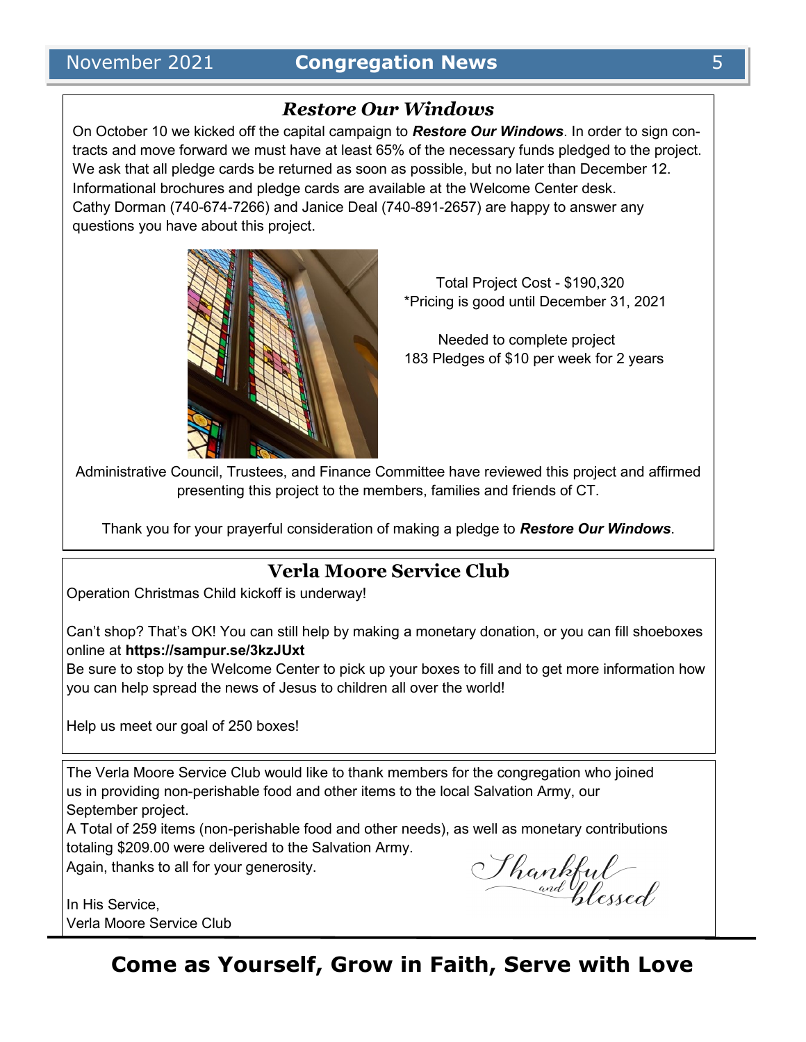## *Restore Our Windows*

On October 10 we kicked off the capital campaign to ***Restore Our Windows***. In order to sign contracts and move forward we must have at least 65% of the necessary funds pledged to the project. We ask that all pledge cards be returned as soon as possible, but no later than December 12. Informational brochures and pledge cards are available at the Welcome Center desk. Cathy Dorman (740-674-7266) and Janice Deal (740-891-2657) are happy to answer any questions you have about this project.

Total Project Cost - $190,320
*Pricing is good until December 31, 2021

Needed to complete project
183 Pledges of $10 per week for 2 years

Administrative Council, Trustees, and Finance Committee have reviewed this project and affirmed presenting this project to the members, families and friends of CT.

Thank you for your prayerful consideration of making a pledge to ***Restore Our Windows***.

## Verla Moore Service Club

Operation Christmas Child kickoff is underway!

Can't shop? That's OK! You can still help by making a monetary donation, or you can fill shoeboxes online at **https://sampur.se/3kzJUxt**
Be sure to stop by the Welcome Center to pick up your boxes to fill and to get more information how you can help spread the news of Jesus to children all over the world!

Help us meet our goal of 250 boxes!

---

The Verla Moore Service Club would like to thank members for the congregation who joined us in providing non-perishable food and other items to the local Salvation Army, our September project.
A Total of 259 items (non-perishable food and other needs), as well as monetary contributions totaling $209.00 were delivered to the Salvation Army.
Again, thanks to all for your generosity.

Thankful and blessed

In His Service,
Verla Moore Service Club

**Come as Yourself, Grow in Faith, Serve with Love**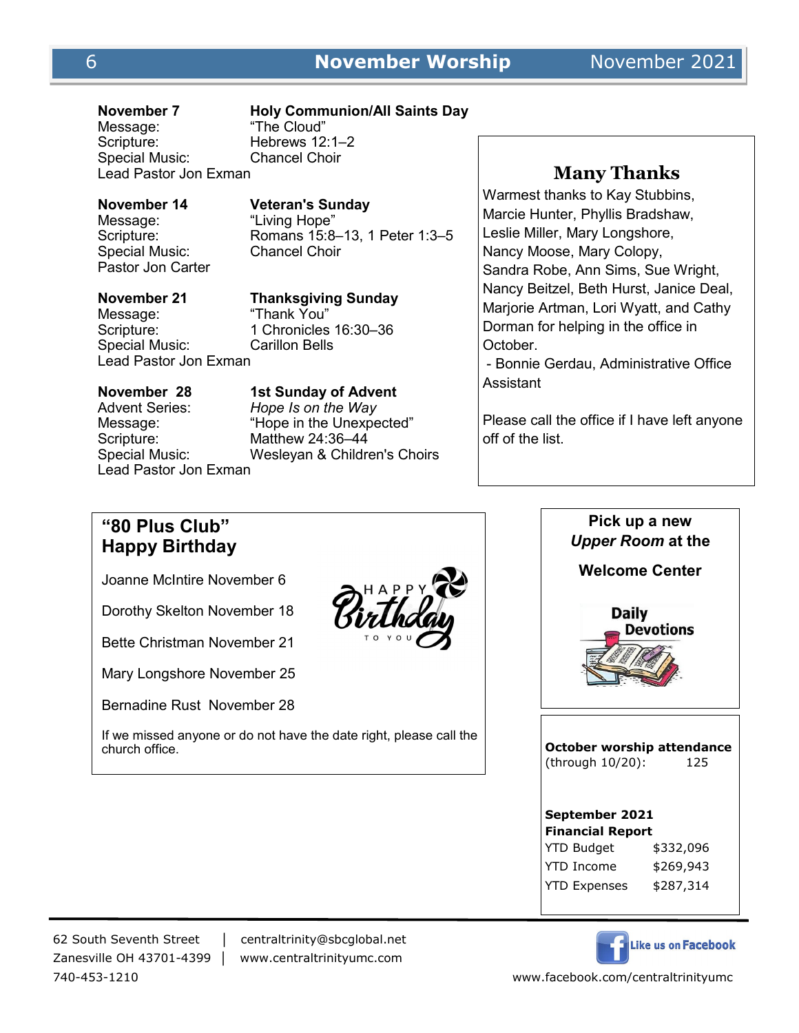# November Worship

**November 7** — **Holy Communion/All Saints Day**
Message: "The Cloud"
Scripture: Hebrews 12:1–2
Special Music: Chancel Choir
Lead Pastor Jon Exman

**November 14** — **Veteran's Sunday**
Message: "Living Hope"
Scripture: Romans 15:8–13, 1 Peter 1:3–5
Special Music: Chancel Choir
Pastor Jon Carter

**November 21** — **Thanksgiving Sunday**
Message: "Thank You"
Scripture: 1 Chronicles 16:30–36
Special Music: Carillon Bells
Lead Pastor Jon Exman

**November 28** — **1st Sunday of Advent**
Advent Series: *Hope Is on the Way*
Message: "Hope in the Unexpected"
Scripture: Matthew 24:36–44
Special Music: Wesleyan & Children's Choirs
Lead Pastor Jon Exman

## Many Thanks

Warmest thanks to Kay Stubbins, Marcie Hunter, Phyllis Bradshaw, Leslie Miller, Mary Longshore, Nancy Moose, Mary Colopy, Sandra Robe, Ann Sims, Sue Wright, Nancy Beitzel, Beth Hurst, Janice Deal, Marjorie Artman, Lori Wyatt, and Cathy Dorman for helping in the office in October.

- Bonnie Gerdau, Administrative Office Assistant

Please call the office if I have left anyone off of the list.

## "80 Plus Club" Happy Birthday

Joanne McIntire November 6

Dorothy Skelton November 18

Bette Christman November 21

Mary Longshore November 25

Bernadine Rust November 28

If we missed anyone or do not have the date right, please call the church office.

**Pick up a new *Upper Room* at the Welcome Center**

**October worship attendance** (through 10/20): 125

**September 2021 Financial Report**

| | |
|---|---|
| YTD Budget | $332,096 |
| YTD Income | $269,943 |
| YTD Expenses | $287,314 |

62 South Seventh Street | centraltrinity@sbcglobal.net
Zanesville OH 43701-4399 | www.centraltrinityumc.com
740-453-1210

Like us on Facebook
www.facebook.com/centraltrinityumc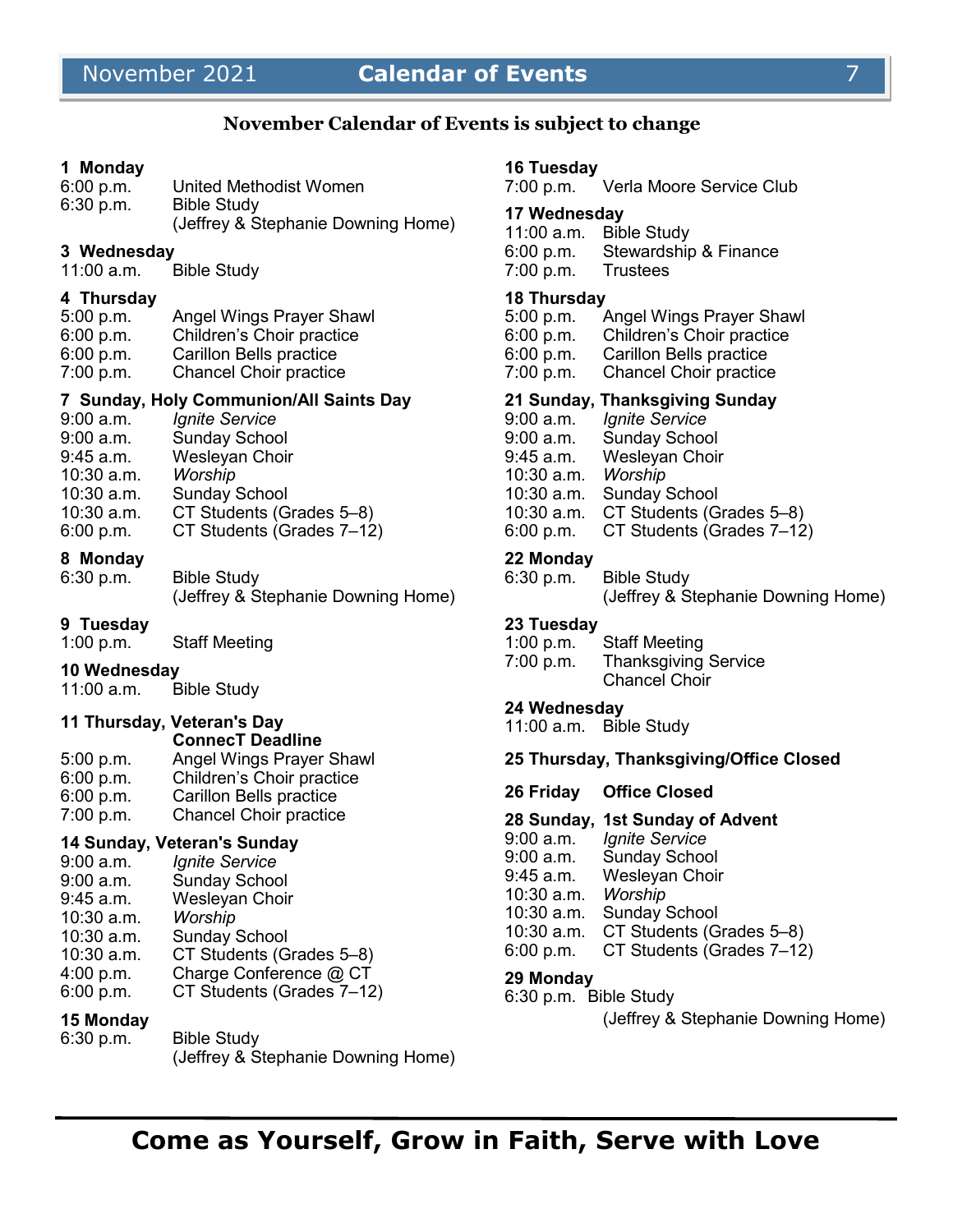# Calendar of Events

**November Calendar of Events is subject to change**

**1 Monday**
6:00 p.m. United Methodist Women
6:30 p.m. Bible Study
(Jeffrey & Stephanie Downing Home)

**3 Wednesday**
11:00 a.m. Bible Study

**4 Thursday**
5:00 p.m. Angel Wings Prayer Shawl
6:00 p.m. Children's Choir practice
6:00 p.m. Carillon Bells practice
7:00 p.m. Chancel Choir practice

**7 Sunday, Holy Communion/All Saints Day**
9:00 a.m. *Ignite Service*
9:00 a.m. Sunday School
9:45 a.m. Wesleyan Choir
10:30 a.m. *Worship*
10:30 a.m. Sunday School
10:30 a.m. CT Students (Grades 5–8)
6:00 p.m. CT Students (Grades 7–12)

**8 Monday**
6:30 p.m. Bible Study
(Jeffrey & Stephanie Downing Home)

**9 Tuesday**
1:00 p.m. Staff Meeting

**10 Wednesday**
11:00 a.m. Bible Study

**11 Thursday, Veteran's Day**
**ConnecT Deadline**
5:00 p.m. Angel Wings Prayer Shawl
6:00 p.m. Children's Choir practice
6:00 p.m. Carillon Bells practice
7:00 p.m. Chancel Choir practice

**14 Sunday, Veteran's Sunday**
9:00 a.m. *Ignite Service*
9:00 a.m. Sunday School
9:45 a.m. Wesleyan Choir
10:30 a.m. *Worship*
10:30 a.m. Sunday School
10:30 a.m. CT Students (Grades 5–8)
4:00 p.m. Charge Conference @ CT
6:00 p.m. CT Students (Grades 7–12)

**15 Monday**
6:30 p.m. Bible Study
(Jeffrey & Stephanie Downing Home)

**16 Tuesday**
7:00 p.m. Verla Moore Service Club

**17 Wednesday**
11:00 a.m. Bible Study
6:00 p.m. Stewardship & Finance
7:00 p.m. Trustees

**18 Thursday**
5:00 p.m. Angel Wings Prayer Shawl
6:00 p.m. Children's Choir practice
6:00 p.m. Carillon Bells practice
7:00 p.m. Chancel Choir practice

**21 Sunday, Thanksgiving Sunday**
9:00 a.m. *Ignite Service*
9:00 a.m. Sunday School
9:45 a.m. Wesleyan Choir
10:30 a.m. *Worship*
10:30 a.m. Sunday School
10:30 a.m. CT Students (Grades 5–8)
6:00 p.m. CT Students (Grades 7–12)

**22 Monday**
6:30 p.m. Bible Study
(Jeffrey & Stephanie Downing Home)

**23 Tuesday**
1:00 p.m. Staff Meeting
7:00 p.m. Thanksgiving Service
Chancel Choir

**24 Wednesday**
11:00 a.m. Bible Study

**25 Thursday, Thanksgiving/Office Closed**

**26 Friday Office Closed**

**28 Sunday, 1st Sunday of Advent**
9:00 a.m. *Ignite Service*
9:00 a.m. Sunday School
9:45 a.m. Wesleyan Choir
10:30 a.m. *Worship*
10:30 a.m. Sunday School
10:30 a.m. CT Students (Grades 5–8)
6:00 p.m. CT Students (Grades 7–12)

**29 Monday**
6:30 p.m. Bible Study
(Jeffrey & Stephanie Downing Home)

---

**Come as Yourself, Grow in Faith, Serve with Love**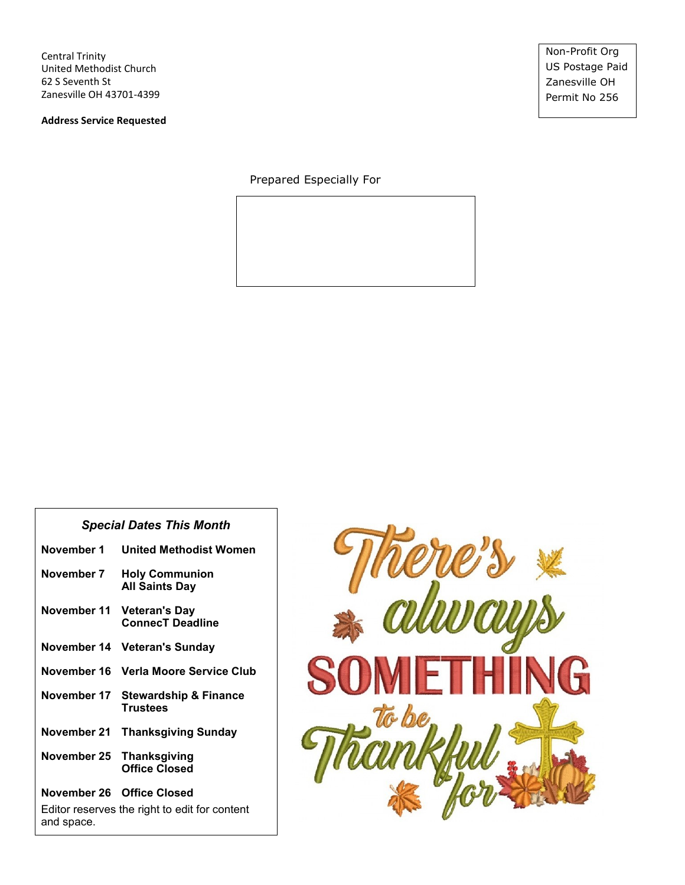Central Trinity
United Methodist Church
62 S Seventh St
Zanesville OH 43701-4399

**Address Service Requested**

Non-Profit Org
US Postage Paid
Zanesville OH
Permit No 256

Prepared Especially For

***Special Dates This Month***

| | |
|---|---|
| **November 1** | **United Methodist Women** |
| **November 7** | **Holy Communion**<br>**All Saints Day** |
| **November 11** | **Veteran's Day**<br>**ConnecT Deadline** |
| **November 14** | **Veteran's Sunday** |
| **November 16** | **Verla Moore Service Club** |
| **November 17** | **Stewardship & Finance**<br>**Trustees** |
| **November 21** | **Thanksgiving Sunday** |
| **November 25** | **Thanksgiving**<br>**Office Closed** |
| **November 26** | **Office Closed** |

Editor reserves the right to edit for content and space.

There's always SOMETHING to be Thankful for